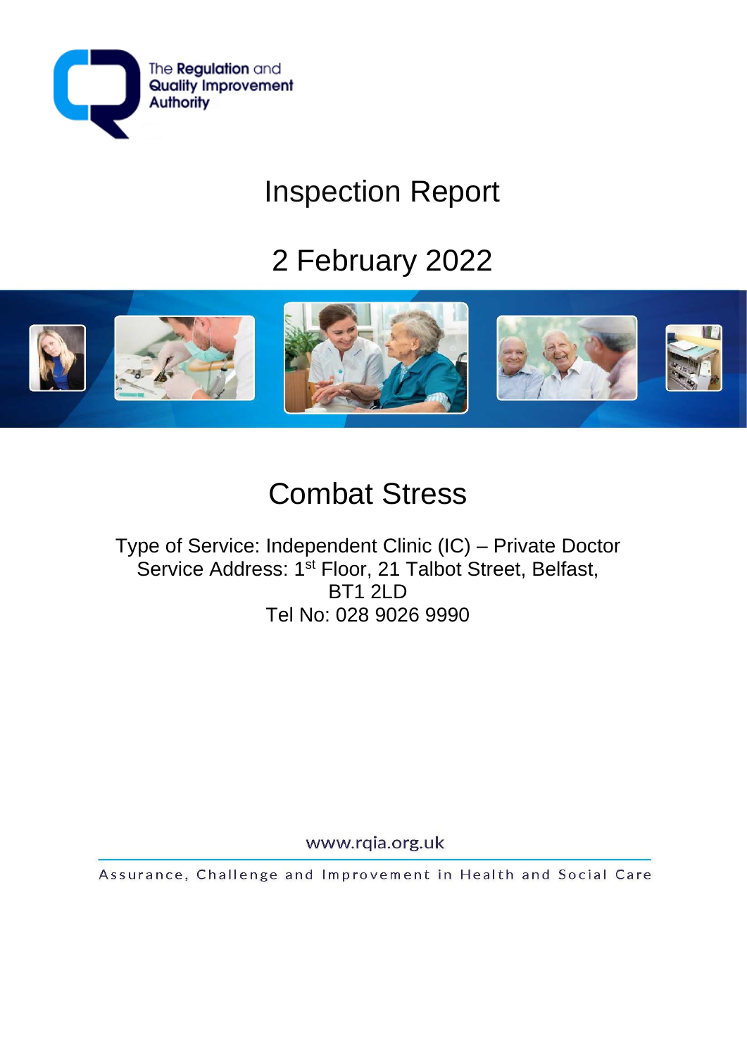The Regulation and Quality Improvement Authority

# Inspection Report

## 2 February 2022

# Combat Stress

Type of Service: Independent Clinic (IC) – Private Doctor
Service Address: 1st Floor, 21 Talbot Street, Belfast, BT1 2LD
Tel No: 028 9026 9990

www.rqia.org.uk

Assurance, Challenge and Improvement in Health and Social Care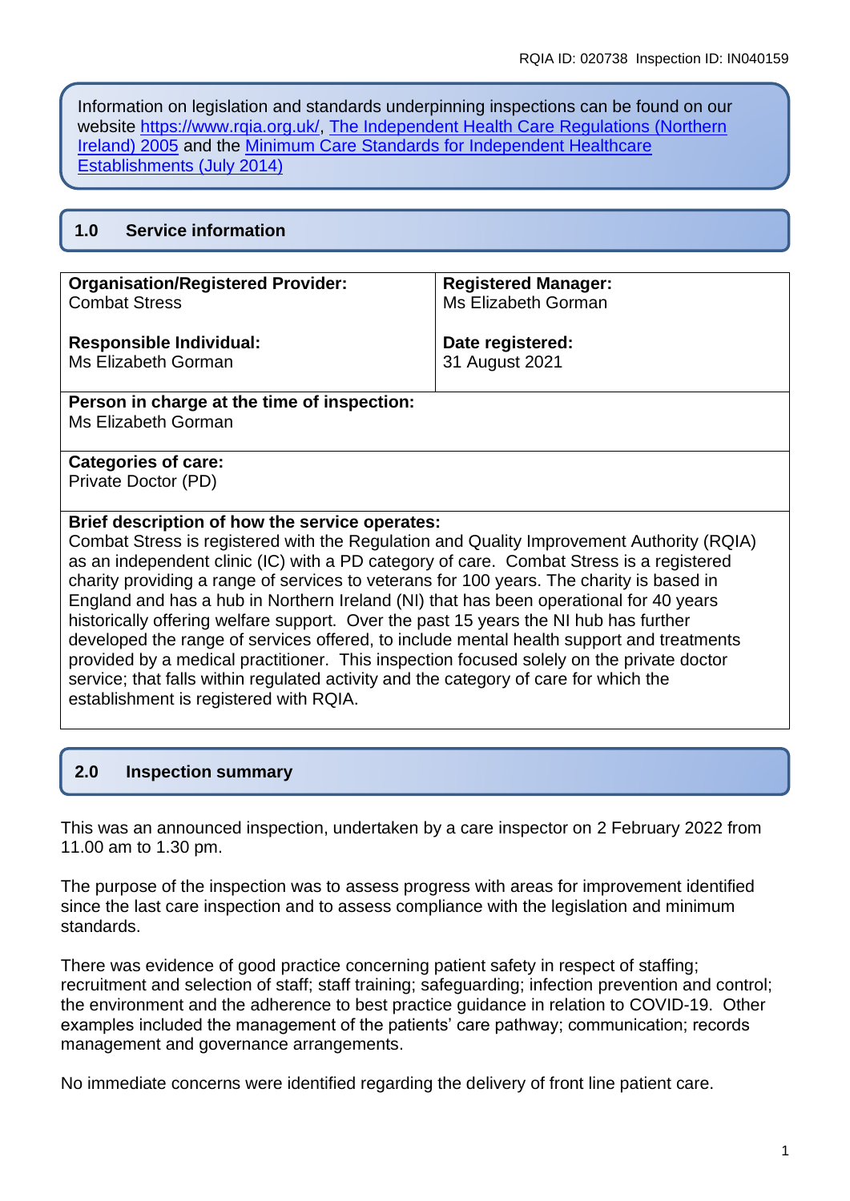Information on legislation and standards underpinning inspections can be found on our website https://www.rqia.org.uk/, The Independent Health Care Regulations (Northern Ireland) 2005 and the Minimum Care Standards for Independent Healthcare Establishments (July 2014)

## 1.0 Service information

| **Organisation/Registered Provider:** Combat Stress | **Registered Manager:** Ms Elizabeth Gorman |
|---|---|
| **Responsible Individual:** Ms Elizabeth Gorman | **Date registered:** 31 August 2021 |
| **Person in charge at the time of inspection:** Ms Elizabeth Gorman | |
| **Categories of care:** Private Doctor (PD) | |

**Brief description of how the service operates:**
Combat Stress is registered with the Regulation and Quality Improvement Authority (RQIA) as an independent clinic (IC) with a PD category of care. Combat Stress is a registered charity providing a range of services to veterans for 100 years. The charity is based in England and has a hub in Northern Ireland (NI) that has been operational for 40 years historically offering welfare support. Over the past 15 years the NI hub has further developed the range of services offered, to include mental health support and treatments provided by a medical practitioner. This inspection focused solely on the private doctor service; that falls within regulated activity and the category of care for which the establishment is registered with RQIA.

## 2.0 Inspection summary

This was an announced inspection, undertaken by a care inspector on 2 February 2022 from 11.00 am to 1.30 pm.

The purpose of the inspection was to assess progress with areas for improvement identified since the last care inspection and to assess compliance with the legislation and minimum standards.

There was evidence of good practice concerning patient safety in respect of staffing; recruitment and selection of staff; staff training; safeguarding; infection prevention and control; the environment and the adherence to best practice guidance in relation to COVID-19. Other examples included the management of the patients' care pathway; communication; records management and governance arrangements.

No immediate concerns were identified regarding the delivery of front line patient care.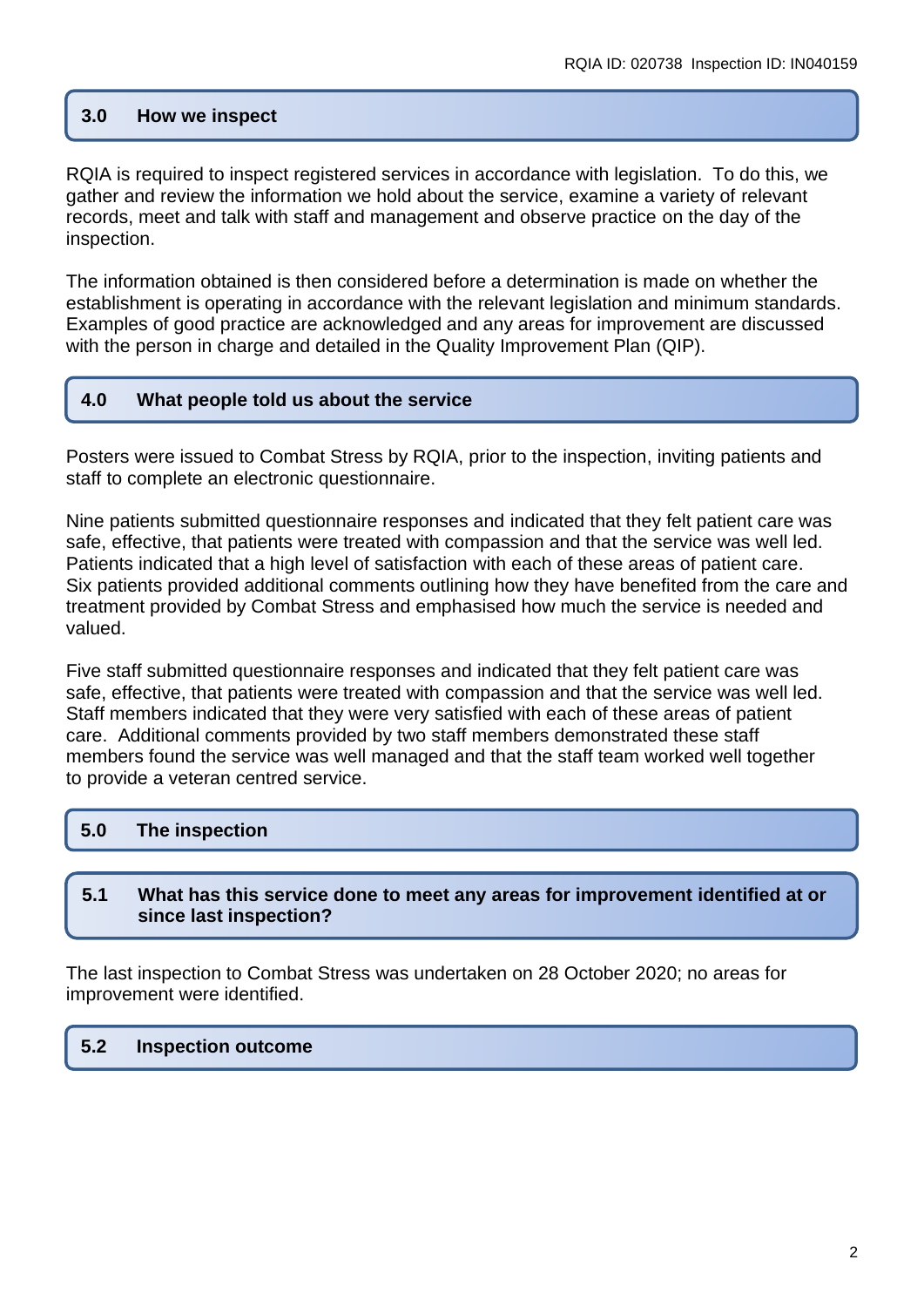## 3.0 How we inspect

RQIA is required to inspect registered services in accordance with legislation. To do this, we gather and review the information we hold about the service, examine a variety of relevant records, meet and talk with staff and management and observe practice on the day of the inspection.

The information obtained is then considered before a determination is made on whether the establishment is operating in accordance with the relevant legislation and minimum standards. Examples of good practice are acknowledged and any areas for improvement are discussed with the person in charge and detailed in the Quality Improvement Plan (QIP).

## 4.0 What people told us about the service

Posters were issued to Combat Stress by RQIA, prior to the inspection, inviting patients and staff to complete an electronic questionnaire.

Nine patients submitted questionnaire responses and indicated that they felt patient care was safe, effective, that patients were treated with compassion and that the service was well led. Patients indicated that a high level of satisfaction with each of these areas of patient care. Six patients provided additional comments outlining how they have benefited from the care and treatment provided by Combat Stress and emphasised how much the service is needed and valued.

Five staff submitted questionnaire responses and indicated that they felt patient care was safe, effective, that patients were treated with compassion and that the service was well led. Staff members indicated that they were very satisfied with each of these areas of patient care. Additional comments provided by two staff members demonstrated these staff members found the service was well managed and that the staff team worked well together to provide a veteran centred service.

## 5.0 The inspection

### 5.1 What has this service done to meet any areas for improvement identified at or since last inspection?

The last inspection to Combat Stress was undertaken on 28 October 2020; no areas for improvement were identified.

### 5.2 Inspection outcome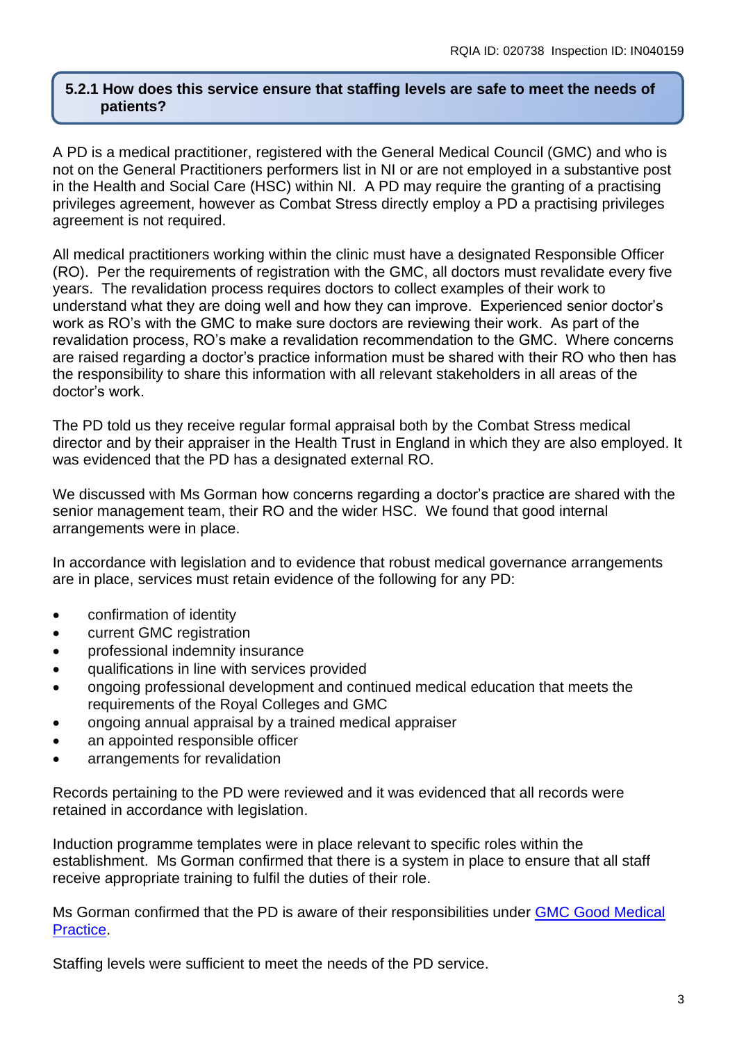### 5.2.1 How does this service ensure that staffing levels are safe to meet the needs of patients?

A PD is a medical practitioner, registered with the General Medical Council (GMC) and who is not on the General Practitioners performers list in NI or are not employed in a substantive post in the Health and Social Care (HSC) within NI. A PD may require the granting of a practising privileges agreement, however as Combat Stress directly employ a PD a practising privileges agreement is not required.

All medical practitioners working within the clinic must have a designated Responsible Officer (RO). Per the requirements of registration with the GMC, all doctors must revalidate every five years. The revalidation process requires doctors to collect examples of their work to understand what they are doing well and how they can improve. Experienced senior doctor's work as RO's with the GMC to make sure doctors are reviewing their work. As part of the revalidation process, RO's make a revalidation recommendation to the GMC. Where concerns are raised regarding a doctor's practice information must be shared with their RO who then has the responsibility to share this information with all relevant stakeholders in all areas of the doctor's work.

The PD told us they receive regular formal appraisal both by the Combat Stress medical director and by their appraiser in the Health Trust in England in which they are also employed. It was evidenced that the PD has a designated external RO.

We discussed with Ms Gorman how concerns regarding a doctor's practice are shared with the senior management team, their RO and the wider HSC. We found that good internal arrangements were in place.

In accordance with legislation and to evidence that robust medical governance arrangements are in place, services must retain evidence of the following for any PD:

- confirmation of identity
- current GMC registration
- professional indemnity insurance
- qualifications in line with services provided
- ongoing professional development and continued medical education that meets the requirements of the Royal Colleges and GMC
- ongoing annual appraisal by a trained medical appraiser
- an appointed responsible officer
- arrangements for revalidation

Records pertaining to the PD were reviewed and it was evidenced that all records were retained in accordance with legislation.

Induction programme templates were in place relevant to specific roles within the establishment. Ms Gorman confirmed that there is a system in place to ensure that all staff receive appropriate training to fulfil the duties of their role.

Ms Gorman confirmed that the PD is aware of their responsibilities under GMC Good Medical Practice.

Staffing levels were sufficient to meet the needs of the PD service.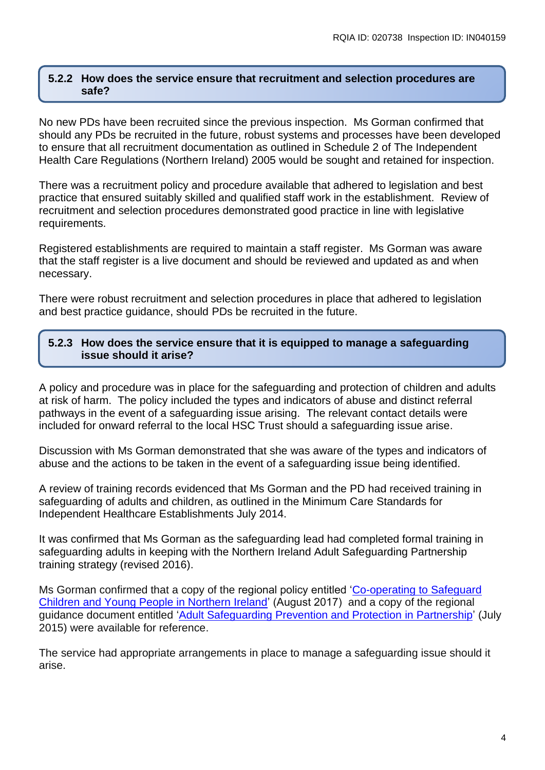### 5.2.2 How does the service ensure that recruitment and selection procedures are safe?

No new PDs have been recruited since the previous inspection. Ms Gorman confirmed that should any PDs be recruited in the future, robust systems and processes have been developed to ensure that all recruitment documentation as outlined in Schedule 2 of The Independent Health Care Regulations (Northern Ireland) 2005 would be sought and retained for inspection.

There was a recruitment policy and procedure available that adhered to legislation and best practice that ensured suitably skilled and qualified staff work in the establishment. Review of recruitment and selection procedures demonstrated good practice in line with legislative requirements.

Registered establishments are required to maintain a staff register. Ms Gorman was aware that the staff register is a live document and should be reviewed and updated as and when necessary.

There were robust recruitment and selection procedures in place that adhered to legislation and best practice guidance, should PDs be recruited in the future.

### 5.2.3 How does the service ensure that it is equipped to manage a safeguarding issue should it arise?

A policy and procedure was in place for the safeguarding and protection of children and adults at risk of harm. The policy included the types and indicators of abuse and distinct referral pathways in the event of a safeguarding issue arising. The relevant contact details were included for onward referral to the local HSC Trust should a safeguarding issue arise.

Discussion with Ms Gorman demonstrated that she was aware of the types and indicators of abuse and the actions to be taken in the event of a safeguarding issue being identified.

A review of training records evidenced that Ms Gorman and the PD had received training in safeguarding of adults and children, as outlined in the Minimum Care Standards for Independent Healthcare Establishments July 2014.

It was confirmed that Ms Gorman as the safeguarding lead had completed formal training in safeguarding adults in keeping with the Northern Ireland Adult Safeguarding Partnership training strategy (revised 2016).

Ms Gorman confirmed that a copy of the regional policy entitled 'Co-operating to Safeguard Children and Young People in Northern Ireland' (August 2017) and a copy of the regional guidance document entitled 'Adult Safeguarding Prevention and Protection in Partnership' (July 2015) were available for reference.

The service had appropriate arrangements in place to manage a safeguarding issue should it arise.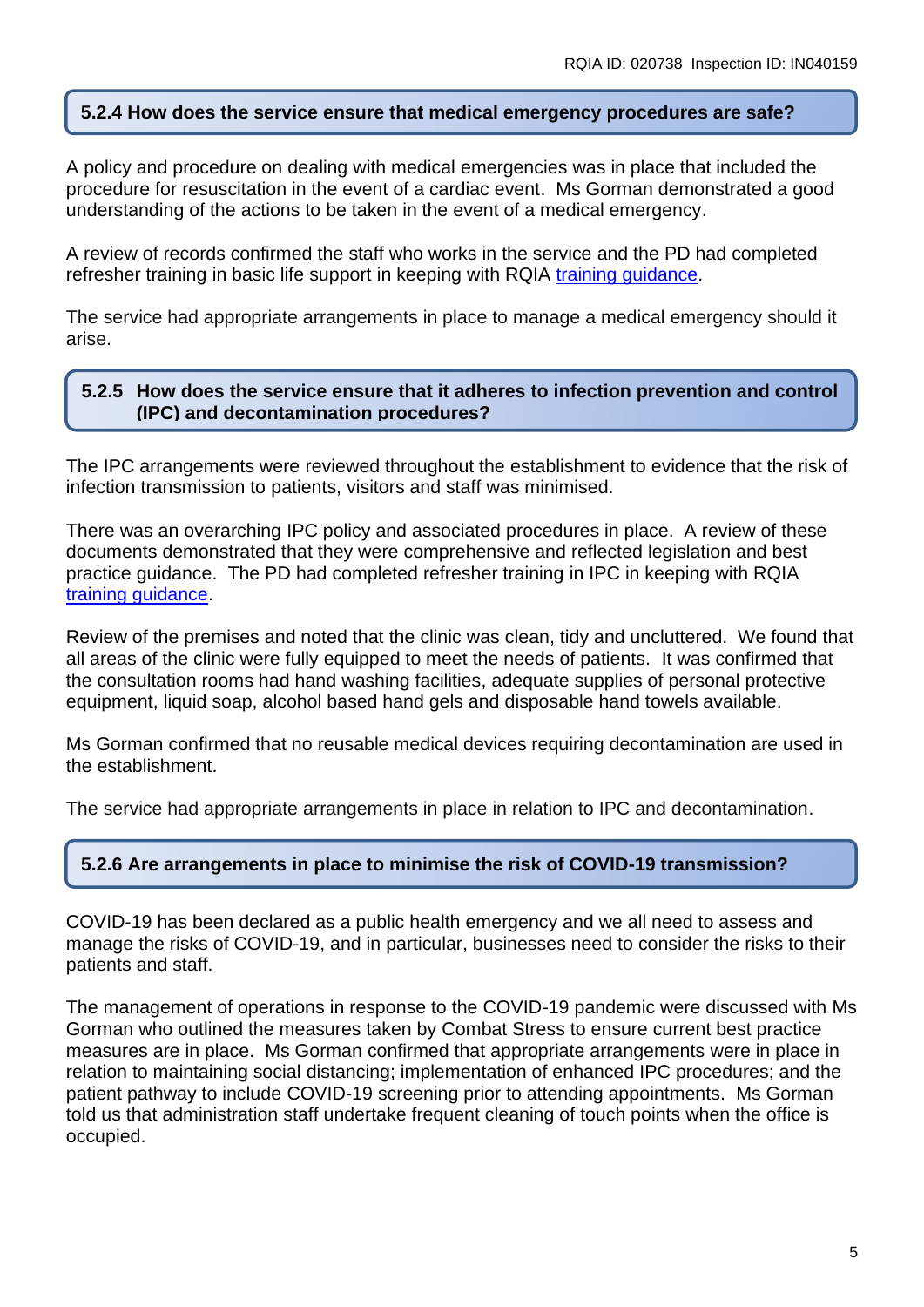### 5.2.4 How does the service ensure that medical emergency procedures are safe?

A policy and procedure on dealing with medical emergencies was in place that included the procedure for resuscitation in the event of a cardiac event. Ms Gorman demonstrated a good understanding of the actions to be taken in the event of a medical emergency.

A review of records confirmed the staff who works in the service and the PD had completed refresher training in basic life support in keeping with RQIA training guidance.

The service had appropriate arrangements in place to manage a medical emergency should it arise.

### 5.2.5 How does the service ensure that it adheres to infection prevention and control (IPC) and decontamination procedures?

The IPC arrangements were reviewed throughout the establishment to evidence that the risk of infection transmission to patients, visitors and staff was minimised.

There was an overarching IPC policy and associated procedures in place. A review of these documents demonstrated that they were comprehensive and reflected legislation and best practice guidance. The PD had completed refresher training in IPC in keeping with RQIA training guidance.

Review of the premises and noted that the clinic was clean, tidy and uncluttered. We found that all areas of the clinic were fully equipped to meet the needs of patients. It was confirmed that the consultation rooms had hand washing facilities, adequate supplies of personal protective equipment, liquid soap, alcohol based hand gels and disposable hand towels available.

Ms Gorman confirmed that no reusable medical devices requiring decontamination are used in the establishment.

The service had appropriate arrangements in place in relation to IPC and decontamination.

### 5.2.6 Are arrangements in place to minimise the risk of COVID-19 transmission?

COVID-19 has been declared as a public health emergency and we all need to assess and manage the risks of COVID-19, and in particular, businesses need to consider the risks to their patients and staff.

The management of operations in response to the COVID-19 pandemic were discussed with Ms Gorman who outlined the measures taken by Combat Stress to ensure current best practice measures are in place. Ms Gorman confirmed that appropriate arrangements were in place in relation to maintaining social distancing; implementation of enhanced IPC procedures; and the patient pathway to include COVID-19 screening prior to attending appointments. Ms Gorman told us that administration staff undertake frequent cleaning of touch points when the office is occupied.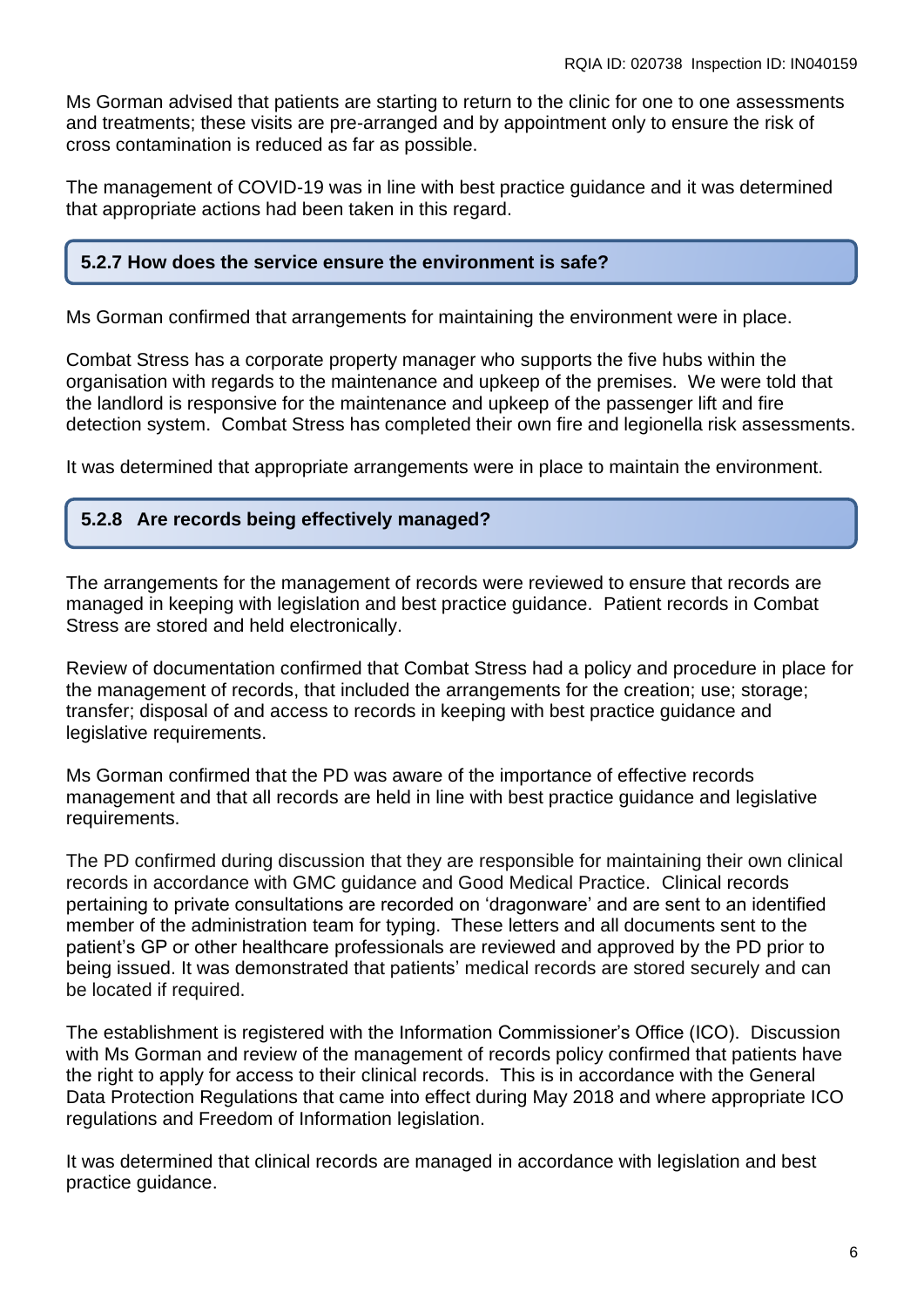Ms Gorman advised that patients are starting to return to the clinic for one to one assessments and treatments; these visits are pre-arranged and by appointment only to ensure the risk of cross contamination is reduced as far as possible.

The management of COVID-19 was in line with best practice guidance and it was determined that appropriate actions had been taken in this regard.

### 5.2.7 How does the service ensure the environment is safe?

Ms Gorman confirmed that arrangements for maintaining the environment were in place.

Combat Stress has a corporate property manager who supports the five hubs within the organisation with regards to the maintenance and upkeep of the premises. We were told that the landlord is responsive for the maintenance and upkeep of the passenger lift and fire detection system. Combat Stress has completed their own fire and legionella risk assessments.

It was determined that appropriate arrangements were in place to maintain the environment.

### 5.2.8 Are records being effectively managed?

The arrangements for the management of records were reviewed to ensure that records are managed in keeping with legislation and best practice guidance. Patient records in Combat Stress are stored and held electronically.

Review of documentation confirmed that Combat Stress had a policy and procedure in place for the management of records, that included the arrangements for the creation; use; storage; transfer; disposal of and access to records in keeping with best practice guidance and legislative requirements.

Ms Gorman confirmed that the PD was aware of the importance of effective records management and that all records are held in line with best practice guidance and legislative requirements.

The PD confirmed during discussion that they are responsible for maintaining their own clinical records in accordance with GMC guidance and Good Medical Practice. Clinical records pertaining to private consultations are recorded on 'dragonware' and are sent to an identified member of the administration team for typing. These letters and all documents sent to the patient's GP or other healthcare professionals are reviewed and approved by the PD prior to being issued. It was demonstrated that patients' medical records are stored securely and can be located if required.

The establishment is registered with the Information Commissioner's Office (ICO). Discussion with Ms Gorman and review of the management of records policy confirmed that patients have the right to apply for access to their clinical records. This is in accordance with the General Data Protection Regulations that came into effect during May 2018 and where appropriate ICO regulations and Freedom of Information legislation.

It was determined that clinical records are managed in accordance with legislation and best practice guidance.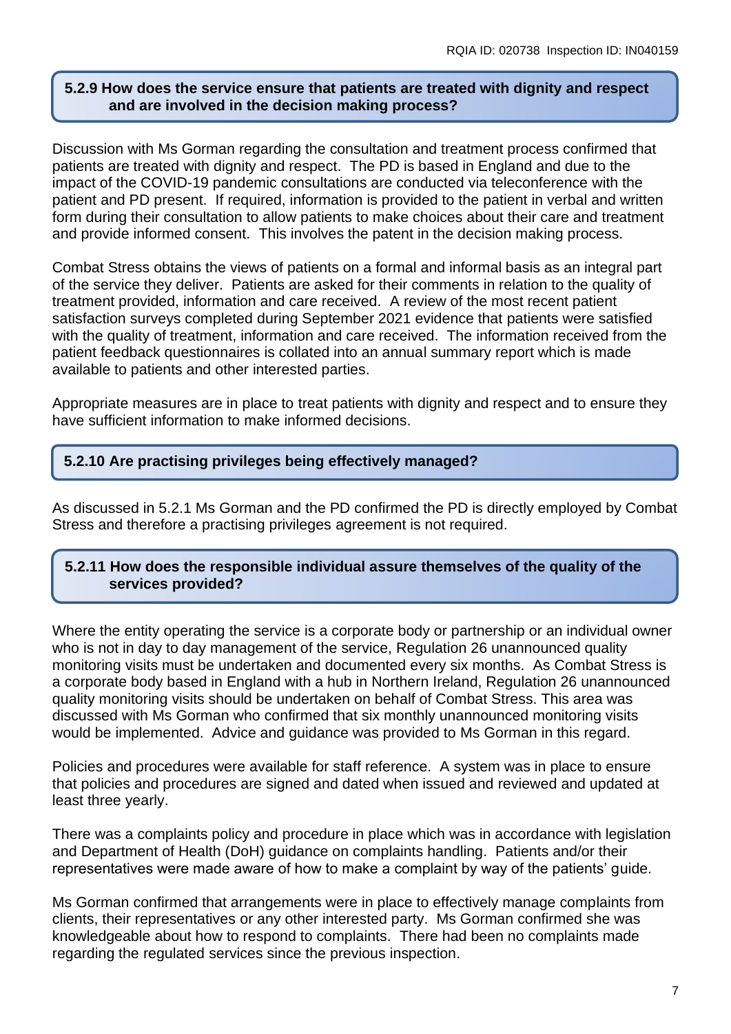### 5.2.9 How does the service ensure that patients are treated with dignity and respect and are involved in the decision making process?

Discussion with Ms Gorman regarding the consultation and treatment process confirmed that patients are treated with dignity and respect. The PD is based in England and due to the impact of the COVID-19 pandemic consultations are conducted via teleconference with the patient and PD present. If required, information is provided to the patient in verbal and written form during their consultation to allow patients to make choices about their care and treatment and provide informed consent. This involves the patent in the decision making process.

Combat Stress obtains the views of patients on a formal and informal basis as an integral part of the service they deliver. Patients are asked for their comments in relation to the quality of treatment provided, information and care received. A review of the most recent patient satisfaction surveys completed during September 2021 evidence that patients were satisfied with the quality of treatment, information and care received. The information received from the patient feedback questionnaires is collated into an annual summary report which is made available to patients and other interested parties.

Appropriate measures are in place to treat patients with dignity and respect and to ensure they have sufficient information to make informed decisions.

### 5.2.10 Are practising privileges being effectively managed?

As discussed in 5.2.1 Ms Gorman and the PD confirmed the PD is directly employed by Combat Stress and therefore a practising privileges agreement is not required.

### 5.2.11 How does the responsible individual assure themselves of the quality of the services provided?

Where the entity operating the service is a corporate body or partnership or an individual owner who is not in day to day management of the service, Regulation 26 unannounced quality monitoring visits must be undertaken and documented every six months. As Combat Stress is a corporate body based in England with a hub in Northern Ireland, Regulation 26 unannounced quality monitoring visits should be undertaken on behalf of Combat Stress. This area was discussed with Ms Gorman who confirmed that six monthly unannounced monitoring visits would be implemented. Advice and guidance was provided to Ms Gorman in this regard.

Policies and procedures were available for staff reference. A system was in place to ensure that policies and procedures are signed and dated when issued and reviewed and updated at least three yearly.

There was a complaints policy and procedure in place which was in accordance with legislation and Department of Health (DoH) guidance on complaints handling. Patients and/or their representatives were made aware of how to make a complaint by way of the patients' guide.

Ms Gorman confirmed that arrangements were in place to effectively manage complaints from clients, their representatives or any other interested party. Ms Gorman confirmed she was knowledgeable about how to respond to complaints. There had been no complaints made regarding the regulated services since the previous inspection.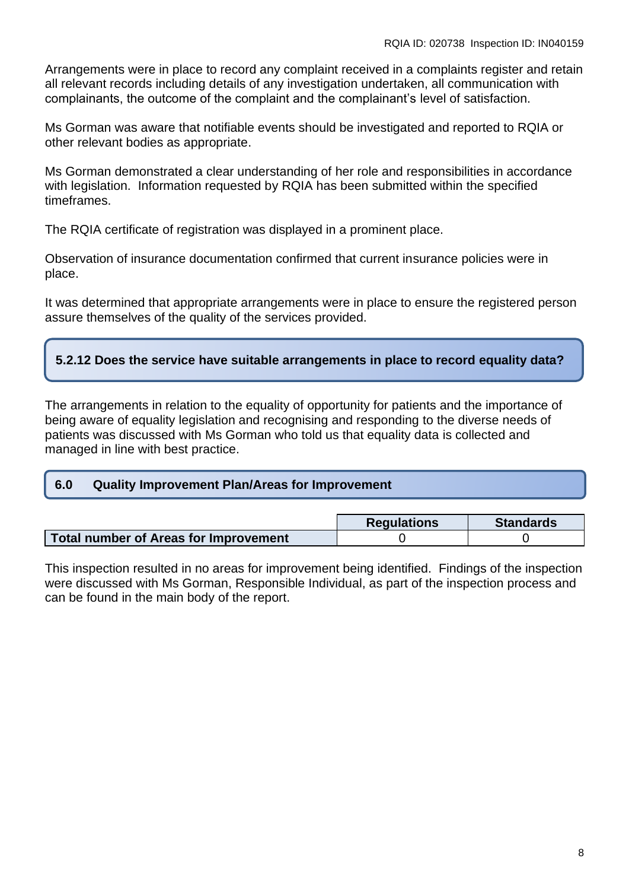Arrangements were in place to record any complaint received in a complaints register and retain all relevant records including details of any investigation undertaken, all communication with complainants, the outcome of the complaint and the complainant's level of satisfaction.

Ms Gorman was aware that notifiable events should be investigated and reported to RQIA or other relevant bodies as appropriate.

Ms Gorman demonstrated a clear understanding of her role and responsibilities in accordance with legislation. Information requested by RQIA has been submitted within the specified timeframes.

The RQIA certificate of registration was displayed in a prominent place.

Observation of insurance documentation confirmed that current insurance policies were in place.

It was determined that appropriate arrangements were in place to ensure the registered person assure themselves of the quality of the services provided.

### 5.2.12 Does the service have suitable arrangements in place to record equality data?

The arrangements in relation to the equality of opportunity for patients and the importance of being aware of equality legislation and recognising and responding to the diverse needs of patients was discussed with Ms Gorman who told us that equality data is collected and managed in line with best practice.

## 6.0 Quality Improvement Plan/Areas for Improvement

| | Regulations | Standards |
|---|---|---|
| **Total number of Areas for Improvement** | 0 | 0 |

This inspection resulted in no areas for improvement being identified. Findings of the inspection were discussed with Ms Gorman, Responsible Individual, as part of the inspection process and can be found in the main body of the report.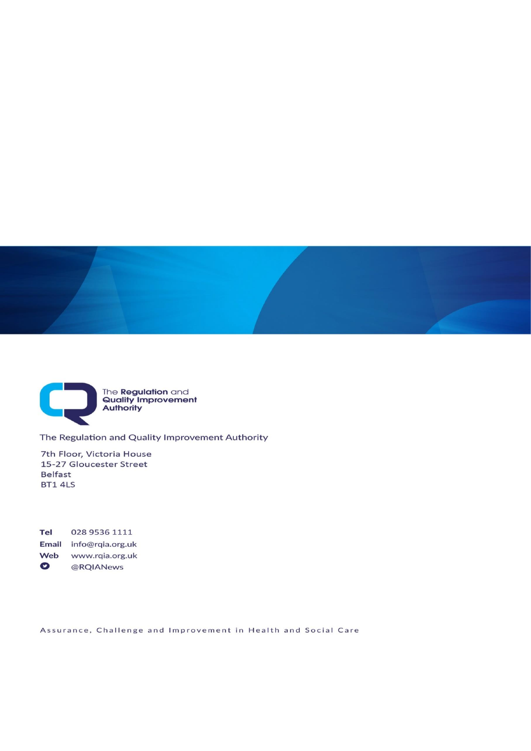The Regulation and Quality Improvement Authority

The Regulation and Quality Improvement Authority

7th Floor, Victoria House
15-27 Gloucester Street
Belfast
BT1 4LS

**Tel** 028 9536 1111
**Email** info@rqia.org.uk
**Web** www.rqia.org.uk
@RQIANews

Assurance, Challenge and Improvement in Health and Social Care